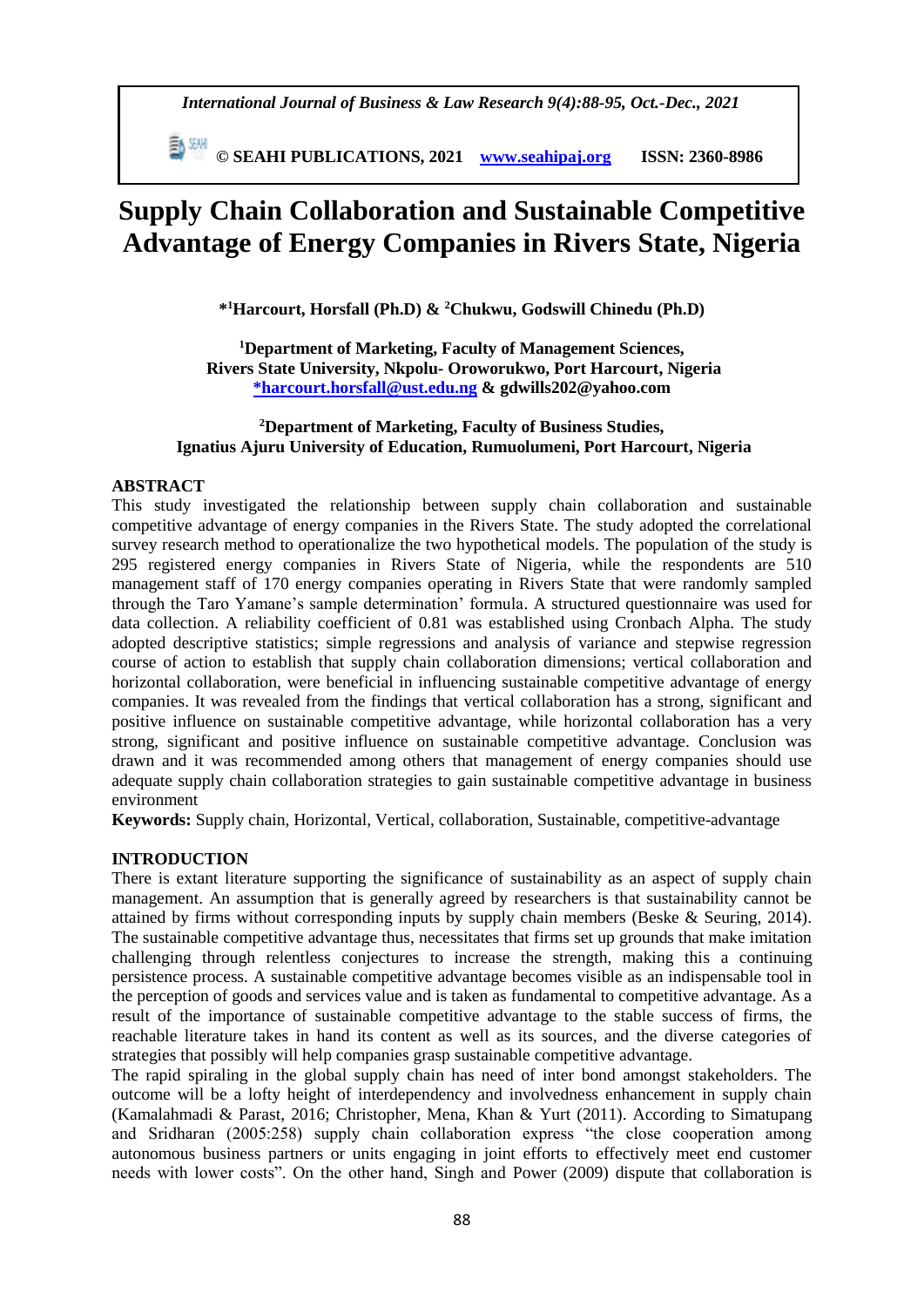# Supply Chain Collaboration and Sustainable Competitive Advantage of Energy Companies in Rivers State, Nigeria

**\*[1]Harcourt, Horsfall (Ph.D) & [2]Chukwu, Godswill Chinedu (Ph.D)**

**[1]Department of Marketing, Faculty of Management Sciences, Rivers State University, Nkpolu- Oroworukwo, Port Harcourt, Nigeria**
**\*harcourt.horsfall@ust.edu.ng & gdwills202@yahoo.com**

**[2]Department of Marketing, Faculty of Business Studies, Ignatius Ajuru University of Education, Rumuolumeni, Port Harcourt, Nigeria**

## ABSTRACT

This study investigated the relationship between supply chain collaboration and sustainable competitive advantage of energy companies in the Rivers State. The study adopted the correlational survey research method to operationalize the two hypothetical models. The population of the study is 295 registered energy companies in Rivers State of Nigeria, while the respondents are 510 management staff of 170 energy companies operating in Rivers State that were randomly sampled through the Taro Yamane's sample determination' formula. A structured questionnaire was used for data collection. A reliability coefficient of 0.81 was established using Cronbach Alpha. The study adopted descriptive statistics; simple regressions and analysis of variance and stepwise regression course of action to establish that supply chain collaboration dimensions; vertical collaboration and horizontal collaboration, were beneficial in influencing sustainable competitive advantage of energy companies. It was revealed from the findings that vertical collaboration has a strong, significant and positive influence on sustainable competitive advantage, while horizontal collaboration has a very strong, significant and positive influence on sustainable competitive advantage. Conclusion was drawn and it was recommended among others that management of energy companies should use adequate supply chain collaboration strategies to gain sustainable competitive advantage in business environment

**Keywords:** Supply chain, Horizontal, Vertical, collaboration, Sustainable, competitive-advantage

## INTRODUCTION

There is extant literature supporting the significance of sustainability as an aspect of supply chain management. An assumption that is generally agreed by researchers is that sustainability cannot be attained by firms without corresponding inputs by supply chain members (Beske & Seuring, 2014). The sustainable competitive advantage thus, necessitates that firms set up grounds that make imitation challenging through relentless conjectures to increase the strength, making this a continuing persistence process. A sustainable competitive advantage becomes visible as an indispensable tool in the perception of goods and services value and is taken as fundamental to competitive advantage. As a result of the importance of sustainable competitive advantage to the stable success of firms, the reachable literature takes in hand its content as well as its sources, and the diverse categories of strategies that possibly will help companies grasp sustainable competitive advantage.

The rapid spiraling in the global supply chain has need of inter bond amongst stakeholders. The outcome will be a lofty height of interdependency and involvedness enhancement in supply chain (Kamalahmadi & Parast, 2016; Christopher, Mena, Khan & Yurt (2011). According to Simatupang and Sridharan (2005:258) supply chain collaboration express "the close cooperation among autonomous business partners or units engaging in joint efforts to effectively meet end customer needs with lower costs". On the other hand, Singh and Power (2009) dispute that collaboration is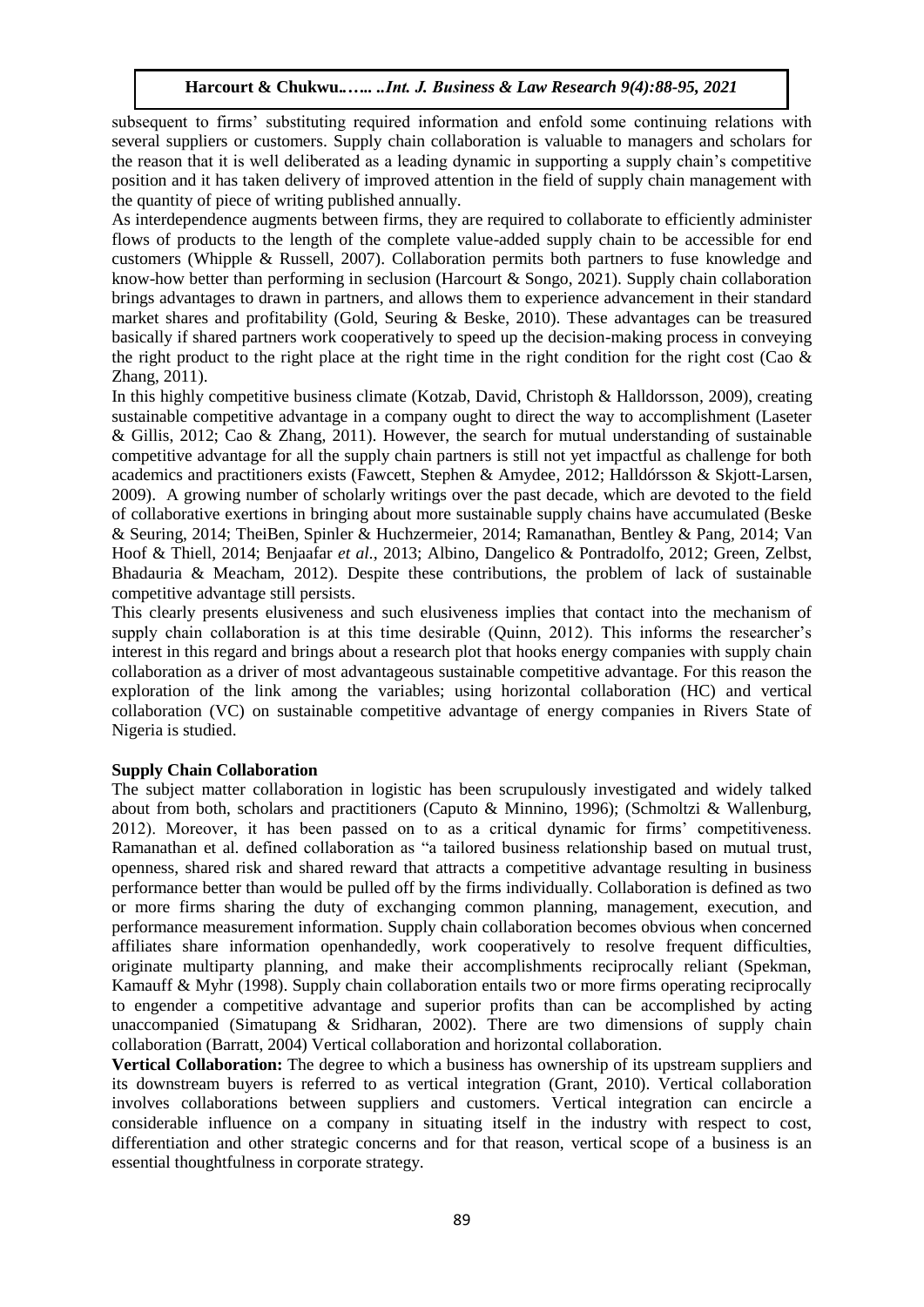subsequent to firms' substituting required information and enfold some continuing relations with several suppliers or customers. Supply chain collaboration is valuable to managers and scholars for the reason that it is well deliberated as a leading dynamic in supporting a supply chain's competitive position and it has taken delivery of improved attention in the field of supply chain management with the quantity of piece of writing published annually.

As interdependence augments between firms, they are required to collaborate to efficiently administer flows of products to the length of the complete value-added supply chain to be accessible for end customers (Whipple & Russell, 2007). Collaboration permits both partners to fuse knowledge and know-how better than performing in seclusion (Harcourt & Songo, 2021). Supply chain collaboration brings advantages to drawn in partners, and allows them to experience advancement in their standard market shares and profitability (Gold, Seuring & Beske, 2010). These advantages can be treasured basically if shared partners work cooperatively to speed up the decision-making process in conveying the right product to the right place at the right time in the right condition for the right cost (Cao & Zhang, 2011).

In this highly competitive business climate (Kotzab, David, Christoph & Halldorsson, 2009), creating sustainable competitive advantage in a company ought to direct the way to accomplishment (Laseter & Gillis, 2012; Cao & Zhang, 2011). However, the search for mutual understanding of sustainable competitive advantage for all the supply chain partners is still not yet impactful as challenge for both academics and practitioners exists (Fawcett, Stephen & Amydee, 2012; Halldórsson & Skjott-Larsen, 2009). A growing number of scholarly writings over the past decade, which are devoted to the field of collaborative exertions in bringing about more sustainable supply chains have accumulated (Beske & Seuring, 2014; TheiBen, Spinler & Huchzermeier, 2014; Ramanathan, Bentley & Pang, 2014; Van Hoof & Thiell, 2014; Benjaafar *et al*., 2013; Albino, Dangelico & Pontradolfo, 2012; Green, Zelbst, Bhadauria & Meacham, 2012). Despite these contributions, the problem of lack of sustainable competitive advantage still persists.

This clearly presents elusiveness and such elusiveness implies that contact into the mechanism of supply chain collaboration is at this time desirable (Quinn, 2012). This informs the researcher's interest in this regard and brings about a research plot that hooks energy companies with supply chain collaboration as a driver of most advantageous sustainable competitive advantage. For this reason the exploration of the link among the variables; using horizontal collaboration (HC) and vertical collaboration (VC) on sustainable competitive advantage of energy companies in Rivers State of Nigeria is studied.

**Supply Chain Collaboration**

The subject matter collaboration in logistic has been scrupulously investigated and widely talked about from both, scholars and practitioners (Caputo & Minnino, 1996); (Schmoltzi & Wallenburg, 2012). Moreover, it has been passed on to as a critical dynamic for firms' competitiveness. Ramanathan et al. defined collaboration as "a tailored business relationship based on mutual trust, openness, shared risk and shared reward that attracts a competitive advantage resulting in business performance better than would be pulled off by the firms individually. Collaboration is defined as two or more firms sharing the duty of exchanging common planning, management, execution, and performance measurement information. Supply chain collaboration becomes obvious when concerned affiliates share information openhandedly, work cooperatively to resolve frequent difficulties, originate multiparty planning, and make their accomplishments reciprocally reliant (Spekman, Kamauff & Myhr (1998). Supply chain collaboration entails two or more firms operating reciprocally to engender a competitive advantage and superior profits than can be accomplished by acting unaccompanied (Simatupang & Sridharan, 2002). There are two dimensions of supply chain collaboration (Barratt, 2004) Vertical collaboration and horizontal collaboration.

**Vertical Collaboration:** The degree to which a business has ownership of its upstream suppliers and its downstream buyers is referred to as vertical integration (Grant, 2010). Vertical collaboration involves collaborations between suppliers and customers. Vertical integration can encircle a considerable influence on a company in situating itself in the industry with respect to cost, differentiation and other strategic concerns and for that reason, vertical scope of a business is an essential thoughtfulness in corporate strategy.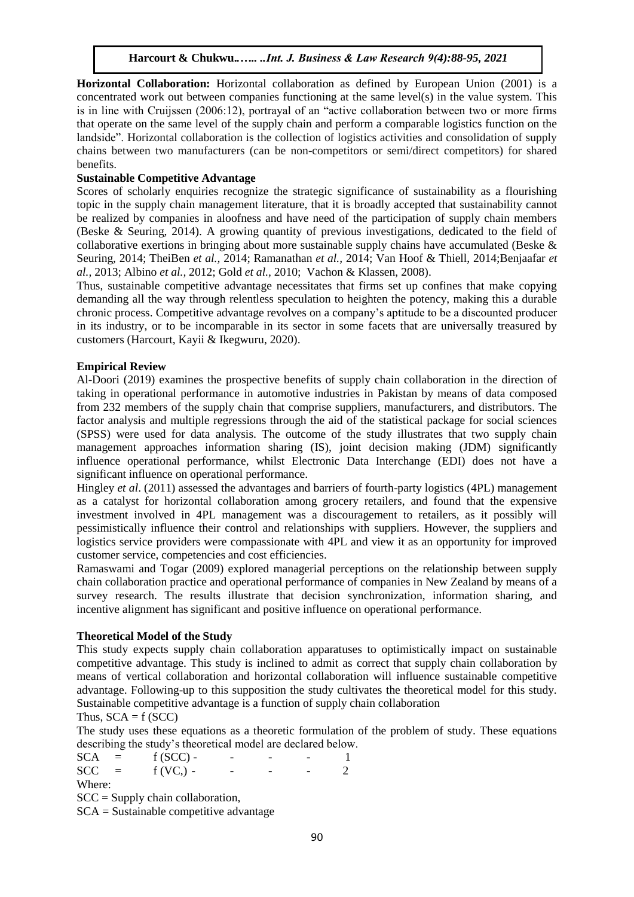**Horizontal Collaboration:** Horizontal collaboration as defined by European Union (2001) is a concentrated work out between companies functioning at the same level(s) in the value system. This is in line with Cruijssen (2006:12), portrayal of an "active collaboration between two or more firms that operate on the same level of the supply chain and perform a comparable logistics function on the landside". Horizontal collaboration is the collection of logistics activities and consolidation of supply chains between two manufacturers (can be non-competitors or semi/direct competitors) for shared benefits.

**Sustainable Competitive Advantage**

Scores of scholarly enquiries recognize the strategic significance of sustainability as a flourishing topic in the supply chain management literature, that it is broadly accepted that sustainability cannot be realized by companies in aloofness and have need of the participation of supply chain members (Beske & Seuring, 2014). A growing quantity of previous investigations, dedicated to the field of collaborative exertions in bringing about more sustainable supply chains have accumulated (Beske & Seuring, 2014; TheiBen *et al.,* 2014; Ramanathan *et al.,* 2014; Van Hoof & Thiell, 2014;Benjaafar *et al.,* 2013; Albino *et al.,* 2012; Gold *et al.,* 2010; Vachon & Klassen, 2008).

Thus, sustainable competitive advantage necessitates that firms set up confines that make copying demanding all the way through relentless speculation to heighten the potency, making this a durable chronic process. Competitive advantage revolves on a company's aptitude to be a discounted producer in its industry, or to be incomparable in its sector in some facets that are universally treasured by customers (Harcourt, Kayii & Ikegwuru, 2020).

**Empirical Review**

Al-Doori (2019) examines the prospective benefits of supply chain collaboration in the direction of taking in operational performance in automotive industries in Pakistan by means of data composed from 232 members of the supply chain that comprise suppliers, manufacturers, and distributors. The factor analysis and multiple regressions through the aid of the statistical package for social sciences (SPSS) were used for data analysis. The outcome of the study illustrates that two supply chain management approaches information sharing (IS), joint decision making (JDM) significantly influence operational performance, whilst Electronic Data Interchange (EDI) does not have a significant influence on operational performance.

Hingley *et al*. (2011) assessed the advantages and barriers of fourth-party logistics (4PL) management as a catalyst for horizontal collaboration among grocery retailers, and found that the expensive investment involved in 4PL management was a discouragement to retailers, as it possibly will pessimistically influence their control and relationships with suppliers. However, the suppliers and logistics service providers were compassionate with 4PL and view it as an opportunity for improved customer service, competencies and cost efficiencies.

Ramaswami and Togar (2009) explored managerial perceptions on the relationship between supply chain collaboration practice and operational performance of companies in New Zealand by means of a survey research. The results illustrate that decision synchronization, information sharing, and incentive alignment has significant and positive influence on operational performance.

**Theoretical Model of the Study**

This study expects supply chain collaboration apparatuses to optimistically impact on sustainable competitive advantage. This study is inclined to admit as correct that supply chain collaboration by means of vertical collaboration and horizontal collaboration will influence sustainable competitive advantage. Following-up to this supposition the study cultivates the theoretical model for this study. Sustainable competitive advantage is a function of supply chain collaboration

Thus, SCA = f (SCC)

The study uses these equations as a theoretic formulation of the problem of study. These equations describing the study's theoretical model are declared below.

$$SCA = f(SCC) \quad - \quad - \quad - \quad - \quad 1$$

$$SCC = f(VC,) \quad - \quad - \quad - \quad - \quad 2$$

Where:

SCC = Supply chain collaboration,

SCA = Sustainable competitive advantage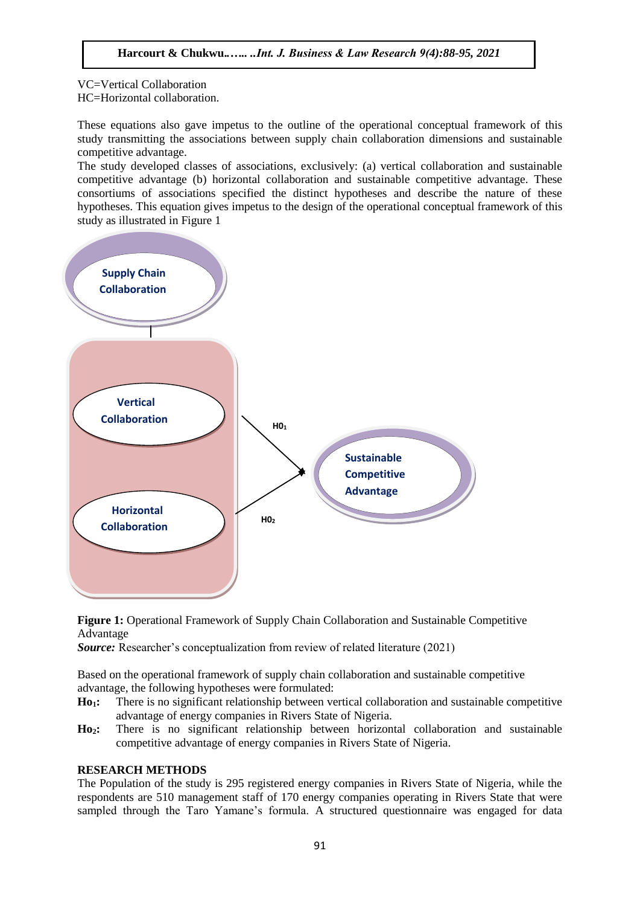VC=Vertical Collaboration
HC=Horizontal collaboration.

These equations also gave impetus to the outline of the operational conceptual framework of this study transmitting the associations between supply chain collaboration dimensions and sustainable competitive advantage.
The study developed classes of associations, exclusively: (a) vertical collaboration and sustainable competitive advantage (b) horizontal collaboration and sustainable competitive advantage. These consortiums of associations specified the distinct hypotheses and describe the nature of these hypotheses. This equation gives impetus to the design of the operational conceptual framework of this study as illustrated in Figure 1

Supply Chain Collaboration

Vertical Collaboration

Horizontal Collaboration

$H0_1$

$H0_2$

Sustainable Competitive Advantage

**Figure 1:** Operational Framework of Supply Chain Collaboration and Sustainable Competitive Advantage
***Source:*** Researcher's conceptualization from review of related literature (2021)

Based on the operational framework of supply chain collaboration and sustainable competitive advantage, the following hypotheses were formulated:

**$Ho_1$:** There is no significant relationship between vertical collaboration and sustainable competitive advantage of energy companies in Rivers State of Nigeria.

**$Ho_2$:** There is no significant relationship between horizontal collaboration and sustainable competitive advantage of energy companies in Rivers State of Nigeria.

## RESEARCH METHODS

The Population of the study is 295 registered energy companies in Rivers State of Nigeria, while the respondents are 510 management staff of 170 energy companies operating in Rivers State that were sampled through the Taro Yamane's formula. A structured questionnaire was engaged for data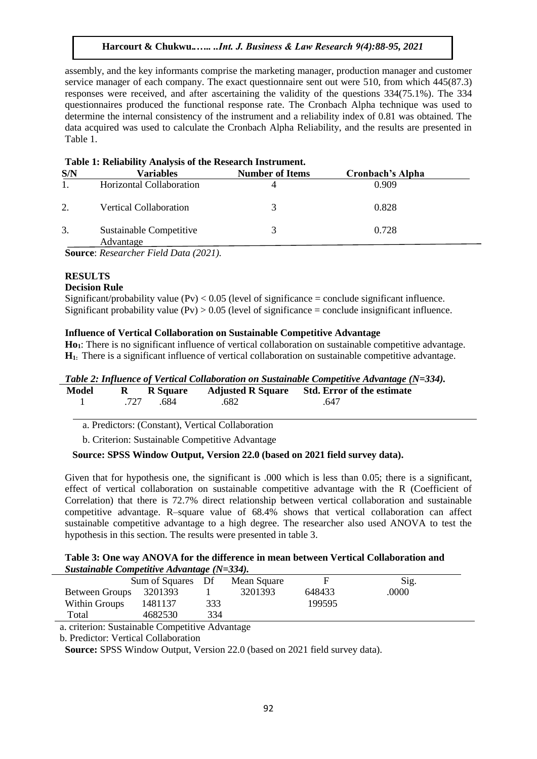assembly, and the key informants comprise the marketing manager, production manager and customer service manager of each company. The exact questionnaire sent out were 510, from which 445(87.3) responses were received, and after ascertaining the validity of the questions 334(75.1%). The 334 questionnaires produced the functional response rate. The Cronbach Alpha technique was used to determine the internal consistency of the instrument and a reliability index of 0.81 was obtained. The data acquired was used to calculate the Cronbach Alpha Reliability, and the results are presented in Table 1.

**Table 1: Reliability Analysis of the Research Instrument.**

| S/N | Variables | Number of Items | Cronbach's Alpha |
|---|---|---|---|
| 1. | Horizontal Collaboration | 4 | 0.909 |
| 2. | Vertical Collaboration | 3 | 0.828 |
| 3. | Sustainable Competitive Advantage | 3 | 0.728 |

**Source**: *Researcher Field Data (2021).*

## RESULTS

### Decision Rule

Significant/probability value (Pv) < 0.05 (level of significance = conclude significant influence.
Significant probability value (Pv) > 0.05 (level of significance = conclude insignificant influence.

### Influence of Vertical Collaboration on Sustainable Competitive Advantage

**Ho₁**: There is no significant influence of vertical collaboration on sustainable competitive advantage.
**H₁**: There is a significant influence of vertical collaboration on sustainable competitive advantage.

***Table 2: Influence of Vertical Collaboration on Sustainable Competitive Advantage (N=334).***

| Model | R | R Square | Adjusted R Square | Std. Error of the estimate |
|---|---|---|---|---|
| 1 | .727 | .684 | .682 | .647 |

a. Predictors: (Constant), Vertical Collaboration

b. Criterion: Sustainable Competitive Advantage

**Source: SPSS Window Output, Version 22.0 (based on 2021 field survey data).**

Given that for hypothesis one, the significant is .000 which is less than 0.05; there is a significant, effect of vertical collaboration on sustainable competitive advantage with the R (Coefficient of Correlation) that there is 72.7% direct relationship between vertical collaboration and sustainable competitive advantage. R–square value of 68.4% shows that vertical collaboration can affect sustainable competitive advantage to a high degree. The researcher also used ANOVA to test the hypothesis in this section. The results were presented in table 3.

**Table 3: One way ANOVA for the difference in mean between Vertical Collaboration and *Sustainable Competitive Advantage (N=334).***

| | Sum of Squares | Df | Mean Square | F | Sig. |
|---|---|---|---|---|---|
| Between Groups | 3201393 | 1 | 3201393 | 648433 | .0000 |
| Within Groups | 1481137 | 333 | | 199595 | |
| Total | 4682530 | 334 | | | |

a. criterion: Sustainable Competitive Advantage

b. Predictor: Vertical Collaboration

**Source:** SPSS Window Output, Version 22.0 (based on 2021 field survey data).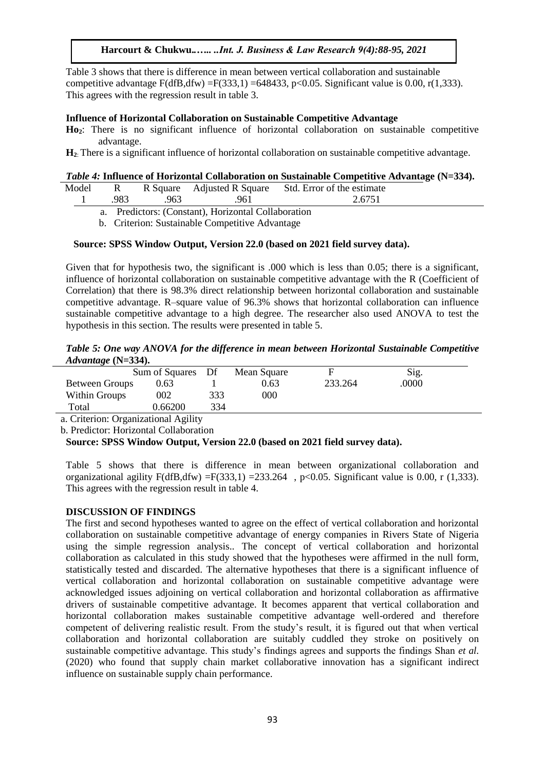Table 3 shows that there is difference in mean between vertical collaboration and sustainable competitive advantage $F(dfB,dfw) = F(333,1) = 648433$, $p<0.05$. Significant value is 0.00, r(1,333). This agrees with the regression result in table 3.

### Influence of Horizontal Collaboration on Sustainable Competitive Advantage

**Ho₂**: There is no significant influence of horizontal collaboration on sustainable competitive advantage.

**H₂**: There is a significant influence of horizontal collaboration on sustainable competitive advantage.

***Table 4:*** **Influence of Horizontal Collaboration on Sustainable Competitive Advantage (N=334).**

| Model | R | R Square | Adjusted R Square | Std. Error of the estimate |
|---|---|---|---|---|
| 1 | .983 | .963 | .961 | 2.6751 |

a. Predictors: (Constant), Horizontal Collaboration

b. Criterion: Sustainable Competitive Advantage

**Source: SPSS Window Output, Version 22.0 (based on 2021 field survey data).**

Given that for hypothesis two, the significant is .000 which is less than 0.05; there is a significant, influence of horizontal collaboration on sustainable competitive advantage with the R (Coefficient of Correlation) that there is 98.3% direct relationship between horizontal collaboration and sustainable competitive advantage. R–square value of 96.3% shows that horizontal collaboration can influence sustainable competitive advantage to a high degree. The researcher also used ANOVA to test the hypothesis in this section. The results were presented in table 5.

***Table 5: One way ANOVA for the difference in mean between Horizontal Sustainable Competitive Advantage* (N=334).**

| | Sum of Squares | Df | Mean Square | F | Sig. |
|---|---|---|---|---|---|
| Between Groups | 0.63 | 1 | 0.63 | 233.264 | .0000 |
| Within Groups | 002 | 333 | 000 | | |
| Total | 0.66200 | 334 | | | |

a. Criterion: Organizational Agility

b. Predictor: Horizontal Collaboration

**Source: SPSS Window Output, Version 22.0 (based on 2021 field survey data).**

Table 5 shows that there is difference in mean between organizational collaboration and organizational agility $F(dfB,dfw) = F(333,1) = 233.264$ , $p<0.05$. Significant value is 0.00, r (1,333). This agrees with the regression result in table 4.

### DISCUSSION OF FINDINGS

The first and second hypotheses wanted to agree on the effect of vertical collaboration and horizontal collaboration on sustainable competitive advantage of energy companies in Rivers State of Nigeria using the simple regression analysis.. The concept of vertical collaboration and horizontal collaboration as calculated in this study showed that the hypotheses were affirmed in the null form, statistically tested and discarded. The alternative hypotheses that there is a significant influence of vertical collaboration and horizontal collaboration on sustainable competitive advantage were acknowledged issues adjoining on vertical collaboration and horizontal collaboration as affirmative drivers of sustainable competitive advantage. It becomes apparent that vertical collaboration and horizontal collaboration makes sustainable competitive advantage well-ordered and therefore competent of delivering realistic result. From the study's result, it is figured out that when vertical collaboration and horizontal collaboration are suitably cuddled they stroke on positively on sustainable competitive advantage. This study's findings agrees and supports the findings Shan *et al.* (2020) who found that supply chain market collaborative innovation has a significant indirect influence on sustainable supply chain performance.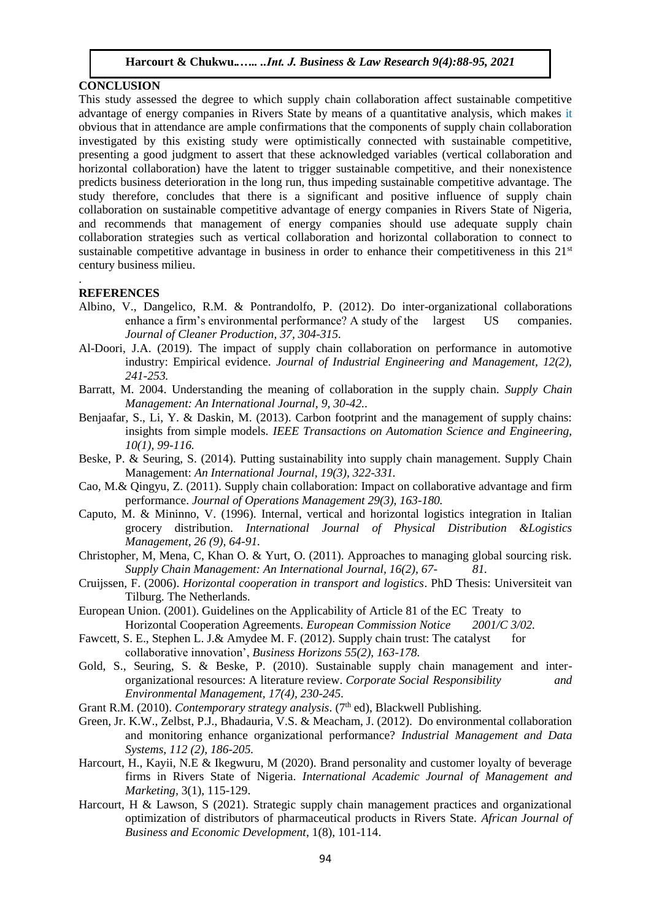## CONCLUSION

This study assessed the degree to which supply chain collaboration affect sustainable competitive advantage of energy companies in Rivers State by means of a quantitative analysis, which makes it obvious that in attendance are ample confirmations that the components of supply chain collaboration investigated by this existing study were optimistically connected with sustainable competitive, presenting a good judgment to assert that these acknowledged variables (vertical collaboration and horizontal collaboration) have the latent to trigger sustainable competitive, and their nonexistence predicts business deterioration in the long run, thus impeding sustainable competitive advantage. The study therefore, concludes that there is a significant and positive influence of supply chain collaboration on sustainable competitive advantage of energy companies in Rivers State of Nigeria, and recommends that management of energy companies should use adequate supply chain collaboration strategies such as vertical collaboration and horizontal collaboration to connect to sustainable competitive advantage in business in order to enhance their competitiveness in this 21st century business milieu.

.

## REFERENCES

Albino, V., Dangelico, R.M. & Pontrandolfo, P. (2012). Do inter-organizational collaborations enhance a firm's environmental performance? A study of the largest US companies. *Journal of Cleaner Production, 37, 304-315.*

Al-Doori, J.A. (2019). The impact of supply chain collaboration on performance in automotive industry: Empirical evidence. *Journal of Industrial Engineering and Management, 12(2), 241-253.*

Barratt, M. 2004. Understanding the meaning of collaboration in the supply chain. *Supply Chain Management: An International Journal, 9, 30-42..*

Benjaafar, S., Li, Y. & Daskin, M. (2013). Carbon footprint and the management of supply chains: insights from simple models. *IEEE Transactions on Automation Science and Engineering, 10(1), 99-116.*

Beske, P. & Seuring, S. (2014). Putting sustainability into supply chain management. Supply Chain Management: *An International Journal, 19(3), 322-331.*

Cao, M.& Qingyu, Z. (2011). Supply chain collaboration: Impact on collaborative advantage and firm performance. *Journal of Operations Management 29(3), 163-180.*

Caputo, M. & Mininno, V. (1996). Internal, vertical and horizontal logistics integration in Italian grocery distribution. *International Journal of Physical Distribution &Logistics Management, 26 (9), 64-91.*

Christopher, M, Mena, C, Khan O. & Yurt, O. (2011). Approaches to managing global sourcing risk. *Supply Chain Management: An International Journal, 16(2), 67- 81.*

Cruijssen, F. (2006). *Horizontal cooperation in transport and logistics*. PhD Thesis: Universiteit van Tilburg. The Netherlands.

European Union. (2001). Guidelines on the Applicability of Article 81 of the EC Treaty to Horizontal Cooperation Agreements. *European Commission Notice 2001/C 3/02.*

Fawcett, S. E., Stephen L. J.& Amydee M. F. (2012). Supply chain trust: The catalyst for collaborative innovation', *Business Horizons 55(2), 163-178.*

Gold, S., Seuring, S. & Beske, P. (2010). Sustainable supply chain management and inter-organizational resources: A literature review. *Corporate Social Responsibility and Environmental Management, 17(4), 230-245.*

Grant R.M. (2010). *Contemporary strategy analysis*. (7th ed), Blackwell Publishing.

Green, Jr. K.W., Zelbst, P.J., Bhadauria, V.S. & Meacham, J. (2012). Do environmental collaboration and monitoring enhance organizational performance? *Industrial Management and Data Systems, 112 (2), 186-205.*

Harcourt, H., Kayii, N.E & Ikegwuru, M (2020). Brand personality and customer loyalty of beverage firms in Rivers State of Nigeria. *International Academic Journal of Management and Marketing,* 3(1), 115-129.

Harcourt, H & Lawson, S (2021). Strategic supply chain management practices and organizational optimization of distributors of pharmaceutical products in Rivers State. *African Journal of Business and Economic Development*, 1(8), 101-114.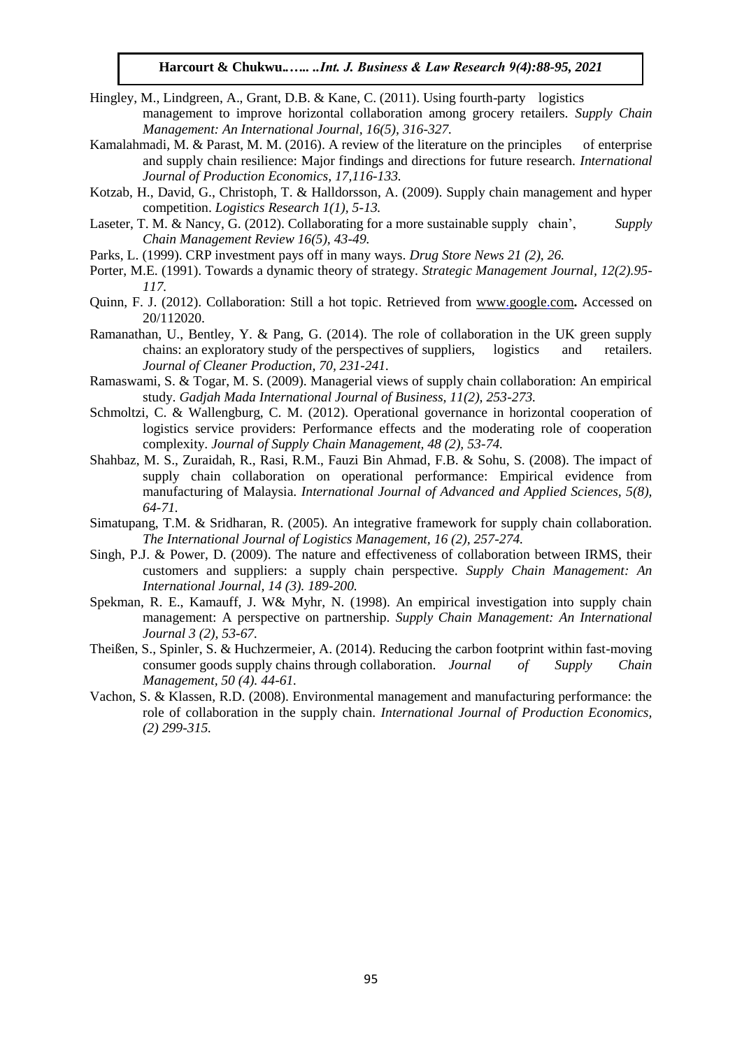Hingley, M., Lindgreen, A., Grant, D.B. & Kane, C. (2011). Using fourth-party logistics management to improve horizontal collaboration among grocery retailers. *Supply Chain Management: An International Journal, 16(5), 316-327.*

Kamalahmadi, M. & Parast, M. M. (2016). A review of the literature on the principles of enterprise and supply chain resilience: Major findings and directions for future research. *International Journal of Production Economics, 17,116-133.*

Kotzab, H., David, G., Christoph, T. & Halldorsson, A. (2009). Supply chain management and hyper competition. *Logistics Research 1(1), 5-13.*

Laseter, T. M. & Nancy, G. (2012). Collaborating for a more sustainable supply chain', *Supply Chain Management Review 16(5), 43-49.*

Parks, L. (1999). CRP investment pays off in many ways. *Drug Store News 21 (2), 26.*

Porter, M.E. (1991). Towards a dynamic theory of strategy. *Strategic Management Journal, 12(2).95-117.*

Quinn, F. J. (2012). Collaboration: Still a hot topic. Retrieved from www.google.com**.** Accessed on 20/112020.

Ramanathan, U., Bentley, Y. & Pang, G. (2014). The role of collaboration in the UK green supply chains: an exploratory study of the perspectives of suppliers, logistics and retailers. *Journal of Cleaner Production, 70, 231-241.*

Ramaswami, S. & Togar, M. S. (2009). Managerial views of supply chain collaboration: An empirical study. *Gadjah Mada International Journal of Business, 11(2), 253-273.*

Schmoltzi, C. & Wallengburg, C. M. (2012). Operational governance in horizontal cooperation of logistics service providers: Performance effects and the moderating role of cooperation complexity. *Journal of Supply Chain Management, 48 (2), 53-74.*

Shahbaz, M. S., Zuraidah, R., Rasi, R.M., Fauzi Bin Ahmad, F.B. & Sohu, S. (2008). The impact of supply chain collaboration on operational performance: Empirical evidence from manufacturing of Malaysia. *International Journal of Advanced and Applied Sciences, 5(8), 64-71.*

Simatupang, T.M. & Sridharan, R. (2005). An integrative framework for supply chain collaboration. *The International Journal of Logistics Management, 16 (2), 257-274.*

Singh, P.J. & Power, D. (2009). The nature and effectiveness of collaboration between IRMS, their customers and suppliers: a supply chain perspective. *Supply Chain Management: An International Journal, 14 (3). 189-200.*

Spekman, R. E., Kamauff, J. W& Myhr, N. (1998). An empirical investigation into supply chain management: A perspective on partnership. *Supply Chain Management: An International Journal 3 (2), 53-67.*

Theißen, S., Spinler, S. & Huchzermeier, A. (2014). Reducing the carbon footprint within fast-moving consumer goods supply chains through collaboration. *Journal of Supply Chain Management, 50 (4). 44-61.*

Vachon, S. & Klassen, R.D. (2008). Environmental management and manufacturing performance: the role of collaboration in the supply chain. *International Journal of Production Economics, (2) 299-315.*